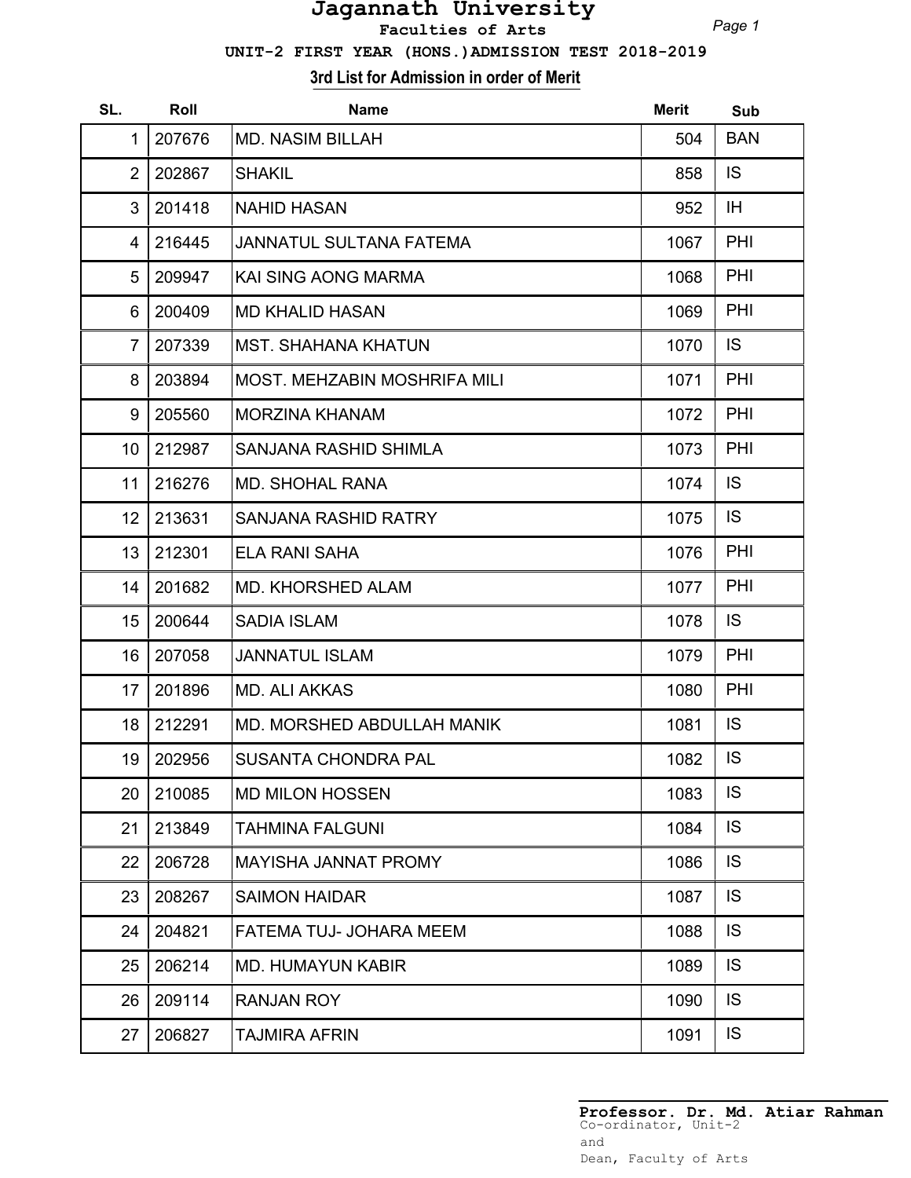# Jagannath University

**Faculties of Arts**

**UNIT-2 FIRST YEAR (HONS.)ADMISSION TEST 2018-2019**

**3rd List for Admission in order of Merit**

| SL. | Roll | Name | Merit | Sub |
|---|---|---|---|---|
| 1 | 207676 | MD. NASIM BILLAH | 504 | BAN |
| 2 | 202867 | SHAKIL | 858 | IS |
| 3 | 201418 | NAHID HASAN | 952 | IH |
| 4 | 216445 | JANNATUL SULTANA FATEMA | 1067 | PHI |
| 5 | 209947 | KAI SING AONG MARMA | 1068 | PHI |
| 6 | 200409 | MD KHALID HASAN | 1069 | PHI |
| 7 | 207339 | MST. SHAHANA KHATUN | 1070 | IS |
| 8 | 203894 | MOST. MEHZABIN MOSHRIFA MILI | 1071 | PHI |
| 9 | 205560 | MORZINA KHANAM | 1072 | PHI |
| 10 | 212987 | SANJANA RASHID SHIMLA | 1073 | PHI |
| 11 | 216276 | MD. SHOHAL RANA | 1074 | IS |
| 12 | 213631 | SANJANA RASHID RATRY | 1075 | IS |
| 13 | 212301 | ELA RANI SAHA | 1076 | PHI |
| 14 | 201682 | MD. KHORSHED ALAM | 1077 | PHI |
| 15 | 200644 | SADIA ISLAM | 1078 | IS |
| 16 | 207058 | JANNATUL ISLAM | 1079 | PHI |
| 17 | 201896 | MD. ALI AKKAS | 1080 | PHI |
| 18 | 212291 | MD. MORSHED ABDULLAH MANIK | 1081 | IS |
| 19 | 202956 | SUSANTA CHONDRA PAL | 1082 | IS |
| 20 | 210085 | MD MILON HOSSEN | 1083 | IS |
| 21 | 213849 | TAHMINA FALGUNI | 1084 | IS |
| 22 | 206728 | MAYISHA JANNAT PROMY | 1086 | IS |
| 23 | 208267 | SAIMON HAIDAR | 1087 | IS |
| 24 | 204821 | FATEMA TUJ- JOHARA MEEM | 1088 | IS |
| 25 | 206214 | MD. HUMAYUN KABIR | 1089 | IS |
| 26 | 209114 | RANJAN ROY | 1090 | IS |
| 27 | 206827 | TAJMIRA AFRIN | 1091 | IS |

**Professor. Dr. Md. Atiar Rahman**
Co-ordinator, Unit-2
and
Dean, Faculty of Arts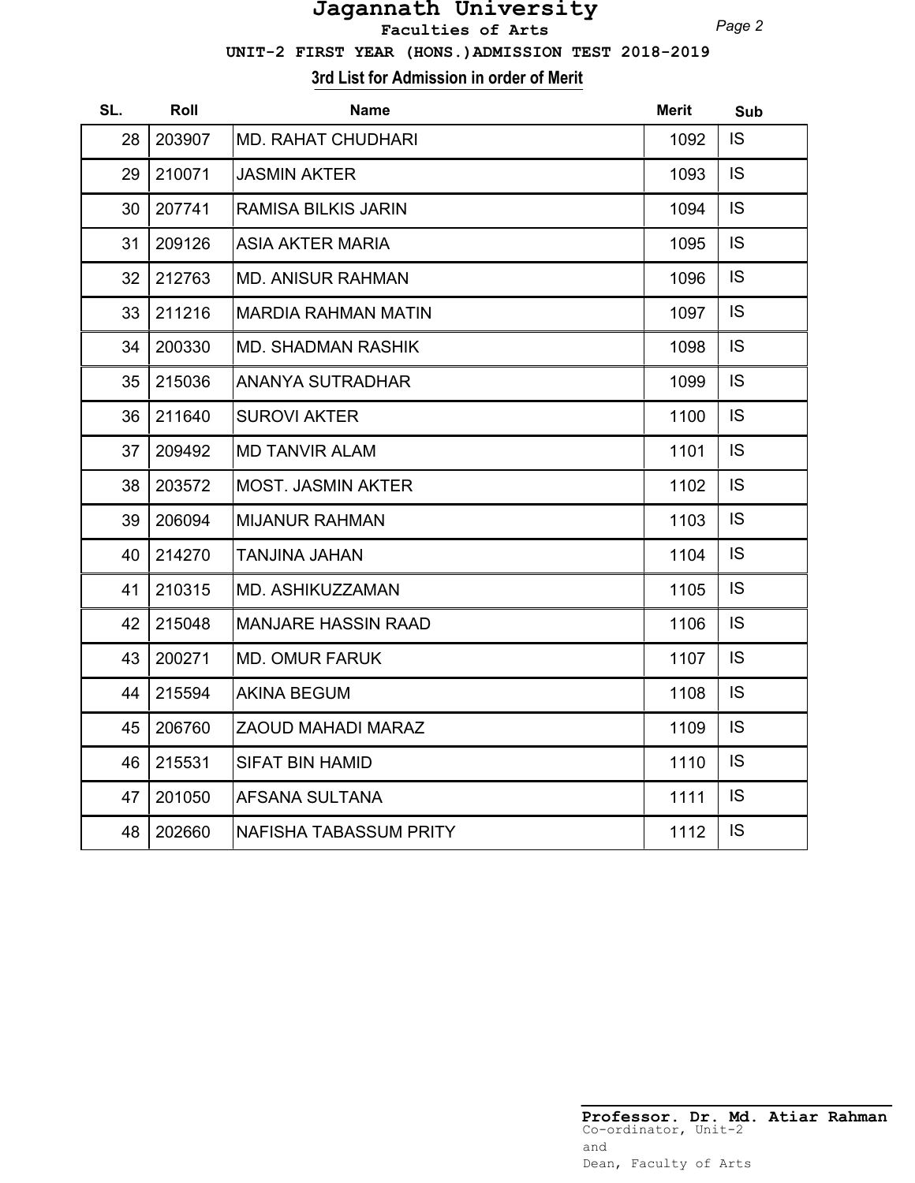# Jagannath University

**Faculties of Arts**

**UNIT-2 FIRST YEAR (HONS.)ADMISSION TEST 2018-2019**

**3rd List for Admission in order of Merit**

| SL. | Roll | Name | Merit | Sub |
|---|---|---|---|---|
| 28 | 203907 | MD. RAHAT CHUDHARI | 1092 | IS |
| 29 | 210071 | JASMIN AKTER | 1093 | IS |
| 30 | 207741 | RAMISA BILKIS JARIN | 1094 | IS |
| 31 | 209126 | ASIA AKTER MARIA | 1095 | IS |
| 32 | 212763 | MD. ANISUR RAHMAN | 1096 | IS |
| 33 | 211216 | MARDIA RAHMAN MATIN | 1097 | IS |
| 34 | 200330 | MD. SHADMAN RASHIK | 1098 | IS |
| 35 | 215036 | ANANYA SUTRADHAR | 1099 | IS |
| 36 | 211640 | SUROVI AKTER | 1100 | IS |
| 37 | 209492 | MD TANVIR ALAM | 1101 | IS |
| 38 | 203572 | MOST. JASMIN AKTER | 1102 | IS |
| 39 | 206094 | MIJANUR RAHMAN | 1103 | IS |
| 40 | 214270 | TANJINA JAHAN | 1104 | IS |
| 41 | 210315 | MD. ASHIKUZZAMAN | 1105 | IS |
| 42 | 215048 | MANJARE HASSIN RAAD | 1106 | IS |
| 43 | 200271 | MD. OMUR FARUK | 1107 | IS |
| 44 | 215594 | AKINA BEGUM | 1108 | IS |
| 45 | 206760 | ZAOUD MAHADI MARAZ | 1109 | IS |
| 46 | 215531 | SIFAT BIN HAMID | 1110 | IS |
| 47 | 201050 | AFSANA SULTANA | 1111 | IS |
| 48 | 202660 | NAFISHA TABASSUM PRITY | 1112 | IS |

**Professor. Dr. Md. Atiar Rahman**
Co-ordinator, Unit-2
and
Dean, Faculty of Arts